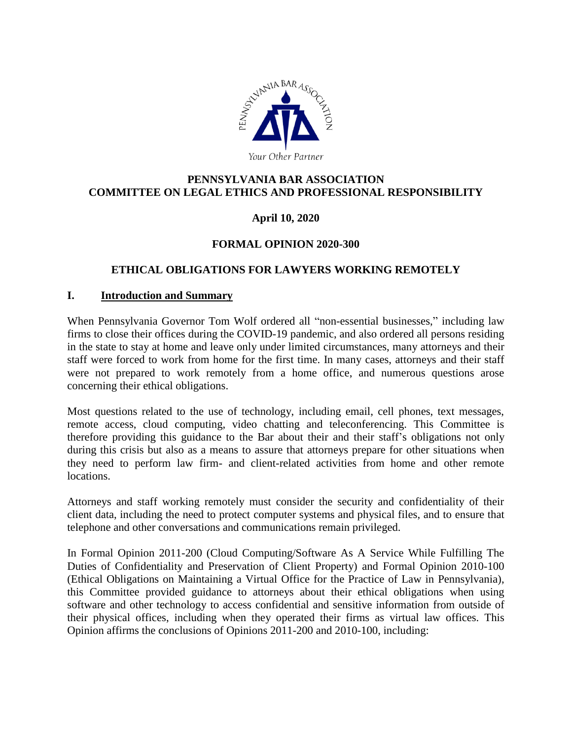PENNSYLVANIA BAR ASSOCIATION

Your Other Partner

# PENNSYLVANIA BAR ASSOCIATION
# COMMITTEE ON LEGAL ETHICS AND PROFESSIONAL RESPONSIBILITY

**April 10, 2020**

**FORMAL OPINION 2020-300**

## ETHICAL OBLIGATIONS FOR LAWYERS WORKING REMOTELY

## I. Introduction and Summary

When Pennsylvania Governor Tom Wolf ordered all "non-essential businesses," including law firms to close their offices during the COVID-19 pandemic, and also ordered all persons residing in the state to stay at home and leave only under limited circumstances, many attorneys and their staff were forced to work from home for the first time. In many cases, attorneys and their staff were not prepared to work remotely from a home office, and numerous questions arose concerning their ethical obligations.

Most questions related to the use of technology, including email, cell phones, text messages, remote access, cloud computing, video chatting and teleconferencing. This Committee is therefore providing this guidance to the Bar about their and their staff's obligations not only during this crisis but also as a means to assure that attorneys prepare for other situations when they need to perform law firm- and client-related activities from home and other remote locations.

Attorneys and staff working remotely must consider the security and confidentiality of their client data, including the need to protect computer systems and physical files, and to ensure that telephone and other conversations and communications remain privileged.

In Formal Opinion 2011-200 (Cloud Computing/Software As A Service While Fulfilling The Duties of Confidentiality and Preservation of Client Property) and Formal Opinion 2010-100 (Ethical Obligations on Maintaining a Virtual Office for the Practice of Law in Pennsylvania), this Committee provided guidance to attorneys about their ethical obligations when using software and other technology to access confidential and sensitive information from outside of their physical offices, including when they operated their firms as virtual law offices. This Opinion affirms the conclusions of Opinions 2011-200 and 2010-100, including: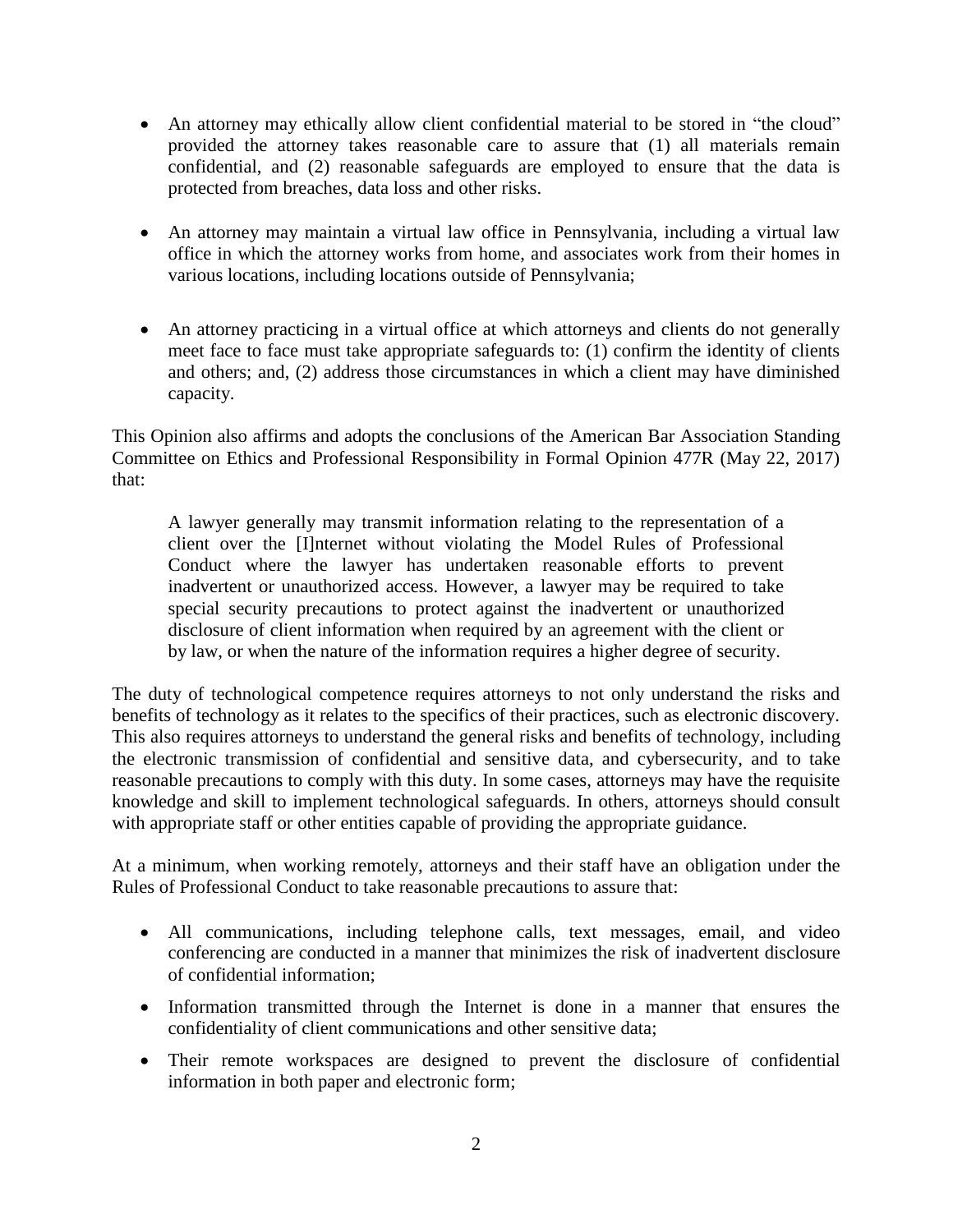- An attorney may ethically allow client confidential material to be stored in "the cloud" provided the attorney takes reasonable care to assure that (1) all materials remain confidential, and (2) reasonable safeguards are employed to ensure that the data is protected from breaches, data loss and other risks.

- An attorney may maintain a virtual law office in Pennsylvania, including a virtual law office in which the attorney works from home, and associates work from their homes in various locations, including locations outside of Pennsylvania;

- An attorney practicing in a virtual office at which attorneys and clients do not generally meet face to face must take appropriate safeguards to: (1) confirm the identity of clients and others; and, (2) address those circumstances in which a client may have diminished capacity.

This Opinion also affirms and adopts the conclusions of the American Bar Association Standing Committee on Ethics and Professional Responsibility in Formal Opinion 477R (May 22, 2017) that:

> A lawyer generally may transmit information relating to the representation of a client over the [I]nternet without violating the Model Rules of Professional Conduct where the lawyer has undertaken reasonable efforts to prevent inadvertent or unauthorized access. However, a lawyer may be required to take special security precautions to protect against the inadvertent or unauthorized disclosure of client information when required by an agreement with the client or by law, or when the nature of the information requires a higher degree of security.

The duty of technological competence requires attorneys to not only understand the risks and benefits of technology as it relates to the specifics of their practices, such as electronic discovery. This also requires attorneys to understand the general risks and benefits of technology, including the electronic transmission of confidential and sensitive data, and cybersecurity, and to take reasonable precautions to comply with this duty. In some cases, attorneys may have the requisite knowledge and skill to implement technological safeguards. In others, attorneys should consult with appropriate staff or other entities capable of providing the appropriate guidance.

At a minimum, when working remotely, attorneys and their staff have an obligation under the Rules of Professional Conduct to take reasonable precautions to assure that:

- All communications, including telephone calls, text messages, email, and video conferencing are conducted in a manner that minimizes the risk of inadvertent disclosure of confidential information;

- Information transmitted through the Internet is done in a manner that ensures the confidentiality of client communications and other sensitive data;

- Their remote workspaces are designed to prevent the disclosure of confidential information in both paper and electronic form;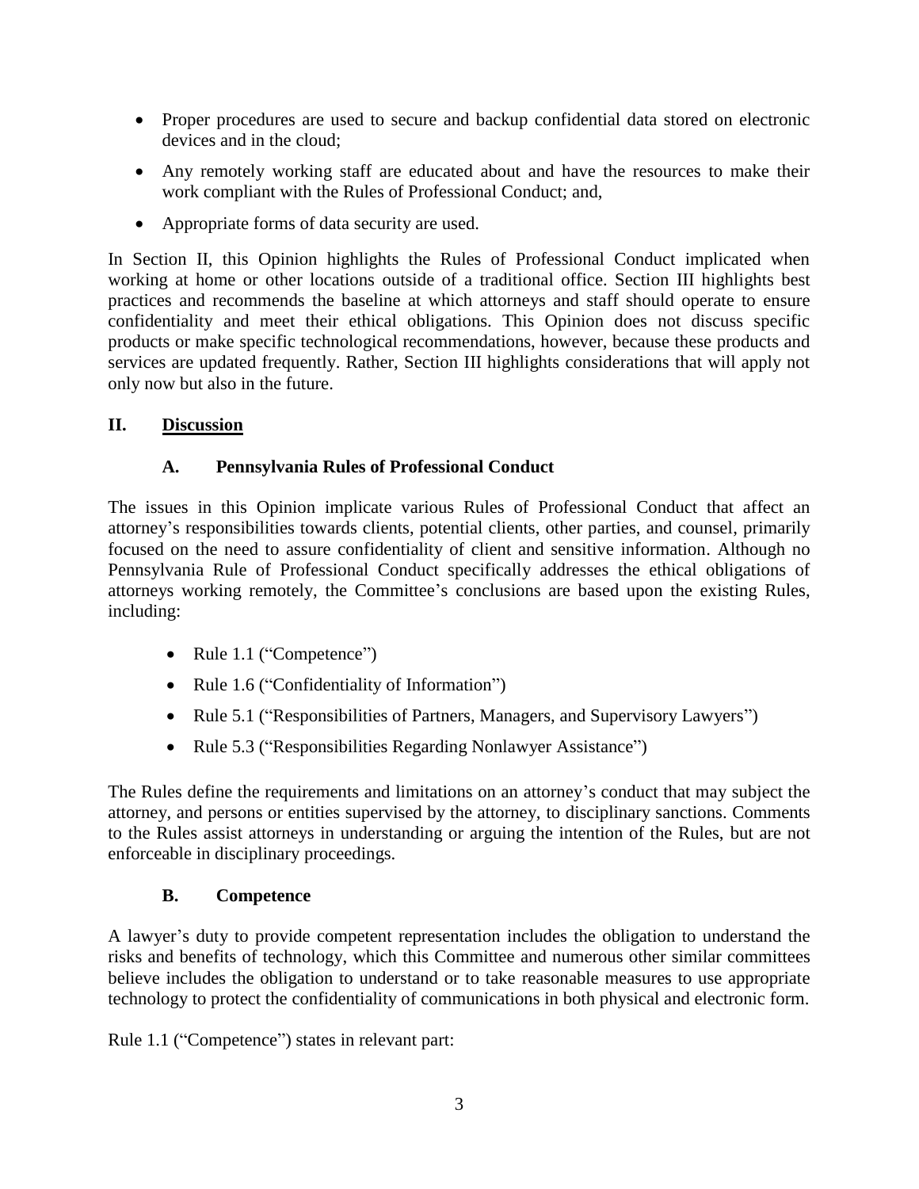- Proper procedures are used to secure and backup confidential data stored on electronic devices and in the cloud;
- Any remotely working staff are educated about and have the resources to make their work compliant with the Rules of Professional Conduct; and,
- Appropriate forms of data security are used.

In Section II, this Opinion highlights the Rules of Professional Conduct implicated when working at home or other locations outside of a traditional office. Section III highlights best practices and recommends the baseline at which attorneys and staff should operate to ensure confidentiality and meet their ethical obligations. This Opinion does not discuss specific products or make specific technological recommendations, however, because these products and services are updated frequently. Rather, Section III highlights considerations that will apply not only now but also in the future.

## II. Discussion

### A. Pennsylvania Rules of Professional Conduct

The issues in this Opinion implicate various Rules of Professional Conduct that affect an attorney's responsibilities towards clients, potential clients, other parties, and counsel, primarily focused on the need to assure confidentiality of client and sensitive information. Although no Pennsylvania Rule of Professional Conduct specifically addresses the ethical obligations of attorneys working remotely, the Committee's conclusions are based upon the existing Rules, including:

- Rule 1.1 ("Competence")
- Rule 1.6 ("Confidentiality of Information")
- Rule 5.1 ("Responsibilities of Partners, Managers, and Supervisory Lawyers")
- Rule 5.3 ("Responsibilities Regarding Nonlawyer Assistance")

The Rules define the requirements and limitations on an attorney's conduct that may subject the attorney, and persons or entities supervised by the attorney, to disciplinary sanctions. Comments to the Rules assist attorneys in understanding or arguing the intention of the Rules, but are not enforceable in disciplinary proceedings.

### B. Competence

A lawyer's duty to provide competent representation includes the obligation to understand the risks and benefits of technology, which this Committee and numerous other similar committees believe includes the obligation to understand or to take reasonable measures to use appropriate technology to protect the confidentiality of communications in both physical and electronic form.

Rule 1.1 ("Competence") states in relevant part: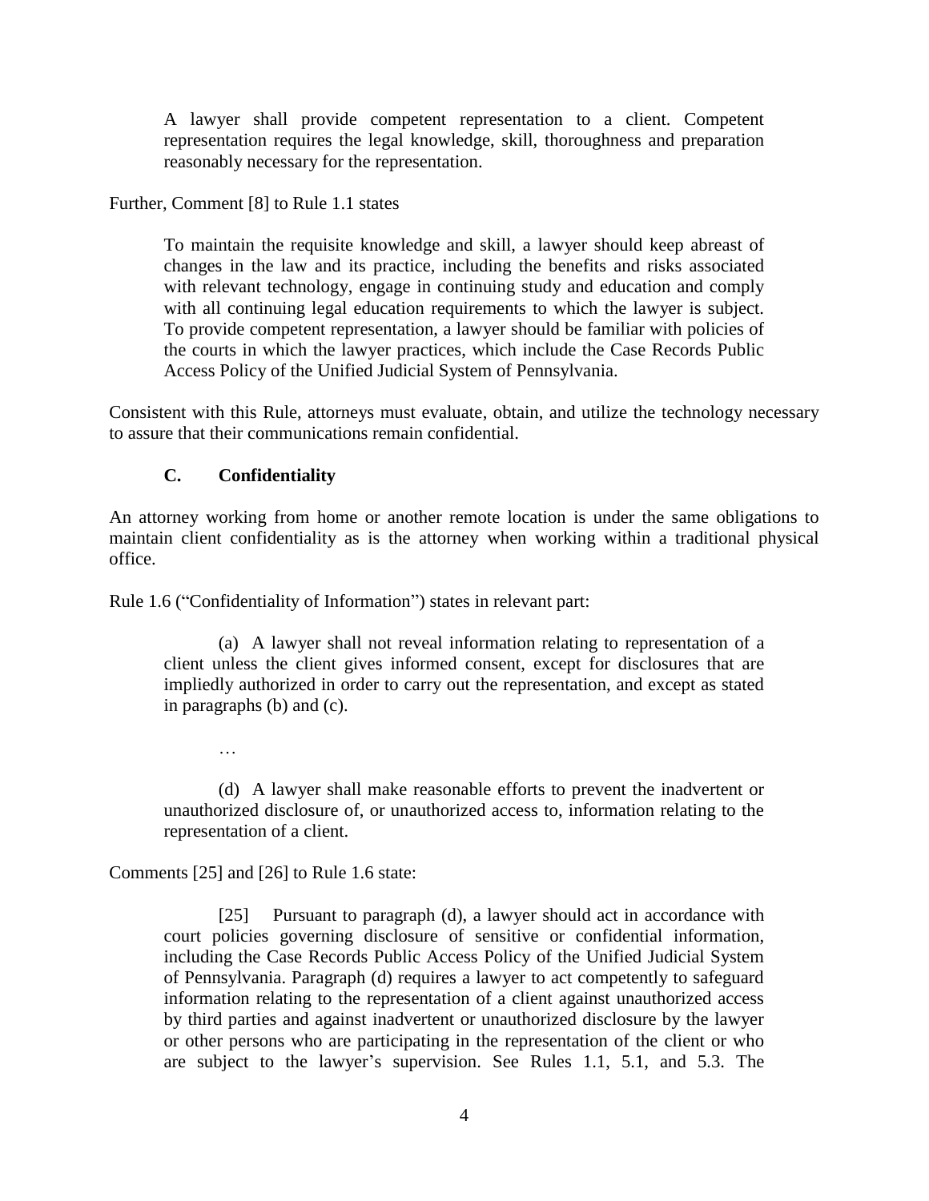> A lawyer shall provide competent representation to a client. Competent representation requires the legal knowledge, skill, thoroughness and preparation reasonably necessary for the representation.

Further, Comment [8] to Rule 1.1 states

> To maintain the requisite knowledge and skill, a lawyer should keep abreast of changes in the law and its practice, including the benefits and risks associated with relevant technology, engage in continuing study and education and comply with all continuing legal education requirements to which the lawyer is subject. To provide competent representation, a lawyer should be familiar with policies of the courts in which the lawyer practices, which include the Case Records Public Access Policy of the Unified Judicial System of Pennsylvania.

Consistent with this Rule, attorneys must evaluate, obtain, and utilize the technology necessary to assure that their communications remain confidential.

### C. Confidentiality

An attorney working from home or another remote location is under the same obligations to maintain client confidentiality as is the attorney when working within a traditional physical office.

Rule 1.6 ("Confidentiality of Information") states in relevant part:

> (a) A lawyer shall not reveal information relating to representation of a client unless the client gives informed consent, except for disclosures that are impliedly authorized in order to carry out the representation, and except as stated in paragraphs (b) and (c).
>
> …
>
> (d) A lawyer shall make reasonable efforts to prevent the inadvertent or unauthorized disclosure of, or unauthorized access to, information relating to the representation of a client.

Comments [25] and [26] to Rule 1.6 state:

> [25] Pursuant to paragraph (d), a lawyer should act in accordance with court policies governing disclosure of sensitive or confidential information, including the Case Records Public Access Policy of the Unified Judicial System of Pennsylvania. Paragraph (d) requires a lawyer to act competently to safeguard information relating to the representation of a client against unauthorized access by third parties and against inadvertent or unauthorized disclosure by the lawyer or other persons who are participating in the representation of the client or who are subject to the lawyer's supervision. See Rules 1.1, 5.1, and 5.3. The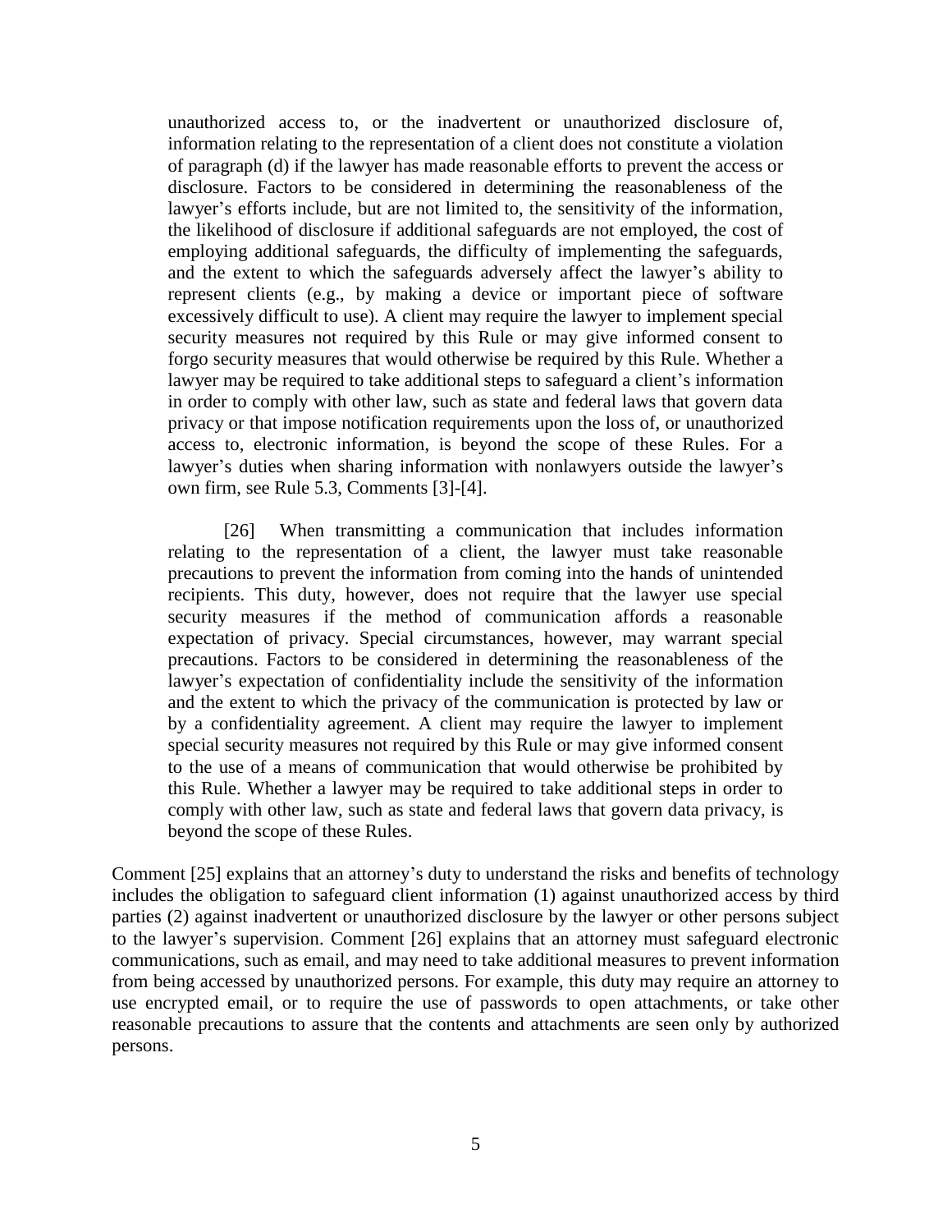> unauthorized access to, or the inadvertent or unauthorized disclosure of, information relating to the representation of a client does not constitute a violation of paragraph (d) if the lawyer has made reasonable efforts to prevent the access or disclosure. Factors to be considered in determining the reasonableness of the lawyer's efforts include, but are not limited to, the sensitivity of the information, the likelihood of disclosure if additional safeguards are not employed, the cost of employing additional safeguards, the difficulty of implementing the safeguards, and the extent to which the safeguards adversely affect the lawyer's ability to represent clients (e.g., by making a device or important piece of software excessively difficult to use). A client may require the lawyer to implement special security measures not required by this Rule or may give informed consent to forgo security measures that would otherwise be required by this Rule. Whether a lawyer may be required to take additional steps to safeguard a client's information in order to comply with other law, such as state and federal laws that govern data privacy or that impose notification requirements upon the loss of, or unauthorized access to, electronic information, is beyond the scope of these Rules. For a lawyer's duties when sharing information with nonlawyers outside the lawyer's own firm, see Rule 5.3, Comments [3]-[4].
>
> [26] When transmitting a communication that includes information relating to the representation of a client, the lawyer must take reasonable precautions to prevent the information from coming into the hands of unintended recipients. This duty, however, does not require that the lawyer use special security measures if the method of communication affords a reasonable expectation of privacy. Special circumstances, however, may warrant special precautions. Factors to be considered in determining the reasonableness of the lawyer's expectation of confidentiality include the sensitivity of the information and the extent to which the privacy of the communication is protected by law or by a confidentiality agreement. A client may require the lawyer to implement special security measures not required by this Rule or may give informed consent to the use of a means of communication that would otherwise be prohibited by this Rule. Whether a lawyer may be required to take additional steps in order to comply with other law, such as state and federal laws that govern data privacy, is beyond the scope of these Rules.

Comment [25] explains that an attorney's duty to understand the risks and benefits of technology includes the obligation to safeguard client information (1) against unauthorized access by third parties (2) against inadvertent or unauthorized disclosure by the lawyer or other persons subject to the lawyer's supervision. Comment [26] explains that an attorney must safeguard electronic communications, such as email, and may need to take additional measures to prevent information from being accessed by unauthorized persons. For example, this duty may require an attorney to use encrypted email, or to require the use of passwords to open attachments, or take other reasonable precautions to assure that the contents and attachments are seen only by authorized persons.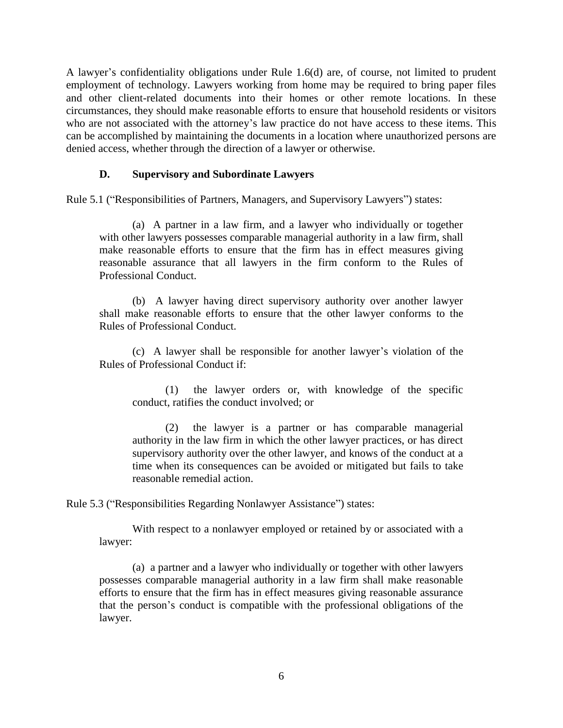A lawyer's confidentiality obligations under Rule 1.6(d) are, of course, not limited to prudent employment of technology. Lawyers working from home may be required to bring paper files and other client-related documents into their homes or other remote locations. In these circumstances, they should make reasonable efforts to ensure that household residents or visitors who are not associated with the attorney's law practice do not have access to these items. This can be accomplished by maintaining the documents in a location where unauthorized persons are denied access, whether through the direction of a lawyer or otherwise.

### D. Supervisory and Subordinate Lawyers

Rule 5.1 ("Responsibilities of Partners, Managers, and Supervisory Lawyers") states:

> (a) A partner in a law firm, and a lawyer who individually or together with other lawyers possesses comparable managerial authority in a law firm, shall make reasonable efforts to ensure that the firm has in effect measures giving reasonable assurance that all lawyers in the firm conform to the Rules of Professional Conduct.
>
> (b) A lawyer having direct supervisory authority over another lawyer shall make reasonable efforts to ensure that the other lawyer conforms to the Rules of Professional Conduct.
>
> (c) A lawyer shall be responsible for another lawyer's violation of the Rules of Professional Conduct if:
>
> > (1) the lawyer orders or, with knowledge of the specific conduct, ratifies the conduct involved; or
> >
> > (2) the lawyer is a partner or has comparable managerial authority in the law firm in which the other lawyer practices, or has direct supervisory authority over the other lawyer, and knows of the conduct at a time when its consequences can be avoided or mitigated but fails to take reasonable remedial action.

Rule 5.3 ("Responsibilities Regarding Nonlawyer Assistance") states:

> With respect to a nonlawyer employed or retained by or associated with a lawyer:
>
> (a) a partner and a lawyer who individually or together with other lawyers possesses comparable managerial authority in a law firm shall make reasonable efforts to ensure that the firm has in effect measures giving reasonable assurance that the person's conduct is compatible with the professional obligations of the lawyer.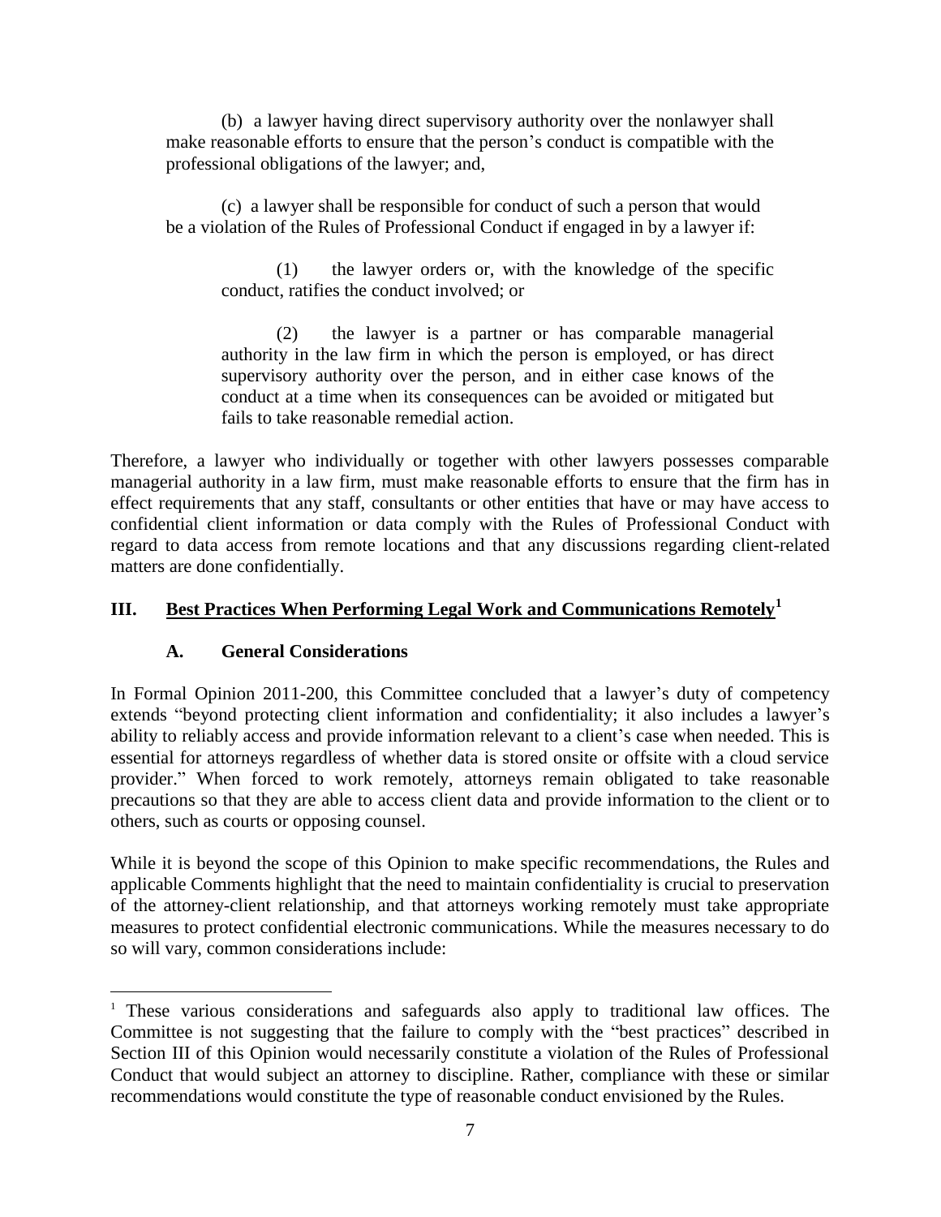(b) a lawyer having direct supervisory authority over the nonlawyer shall make reasonable efforts to ensure that the person's conduct is compatible with the professional obligations of the lawyer; and,

(c) a lawyer shall be responsible for conduct of such a person that would be a violation of the Rules of Professional Conduct if engaged in by a lawyer if:

(1) the lawyer orders or, with the knowledge of the specific conduct, ratifies the conduct involved; or

(2) the lawyer is a partner or has comparable managerial authority in the law firm in which the person is employed, or has direct supervisory authority over the person, and in either case knows of the conduct at a time when its consequences can be avoided or mitigated but fails to take reasonable remedial action.

Therefore, a lawyer who individually or together with other lawyers possesses comparable managerial authority in a law firm, must make reasonable efforts to ensure that the firm has in effect requirements that any staff, consultants or other entities that have or may have access to confidential client information or data comply with the Rules of Professional Conduct with regard to data access from remote locations and that any discussions regarding client-related matters are done confidentially.

## III. Best Practices When Performing Legal Work and Communications Remotely[1]

### A. General Considerations

In Formal Opinion 2011-200, this Committee concluded that a lawyer's duty of competency extends "beyond protecting client information and confidentiality; it also includes a lawyer's ability to reliably access and provide information relevant to a client's case when needed. This is essential for attorneys regardless of whether data is stored onsite or offsite with a cloud service provider." When forced to work remotely, attorneys remain obligated to take reasonable precautions so that they are able to access client data and provide information to the client or to others, such as courts or opposing counsel.

While it is beyond the scope of this Opinion to make specific recommendations, the Rules and applicable Comments highlight that the need to maintain confidentiality is crucial to preservation of the attorney-client relationship, and that attorneys working remotely must take appropriate measures to protect confidential electronic communications. While the measures necessary to do so will vary, common considerations include:

---

[1] These various considerations and safeguards also apply to traditional law offices. The Committee is not suggesting that the failure to comply with the "best practices" described in Section III of this Opinion would necessarily constitute a violation of the Rules of Professional Conduct that would subject an attorney to discipline. Rather, compliance with these or similar recommendations would constitute the type of reasonable conduct envisioned by the Rules.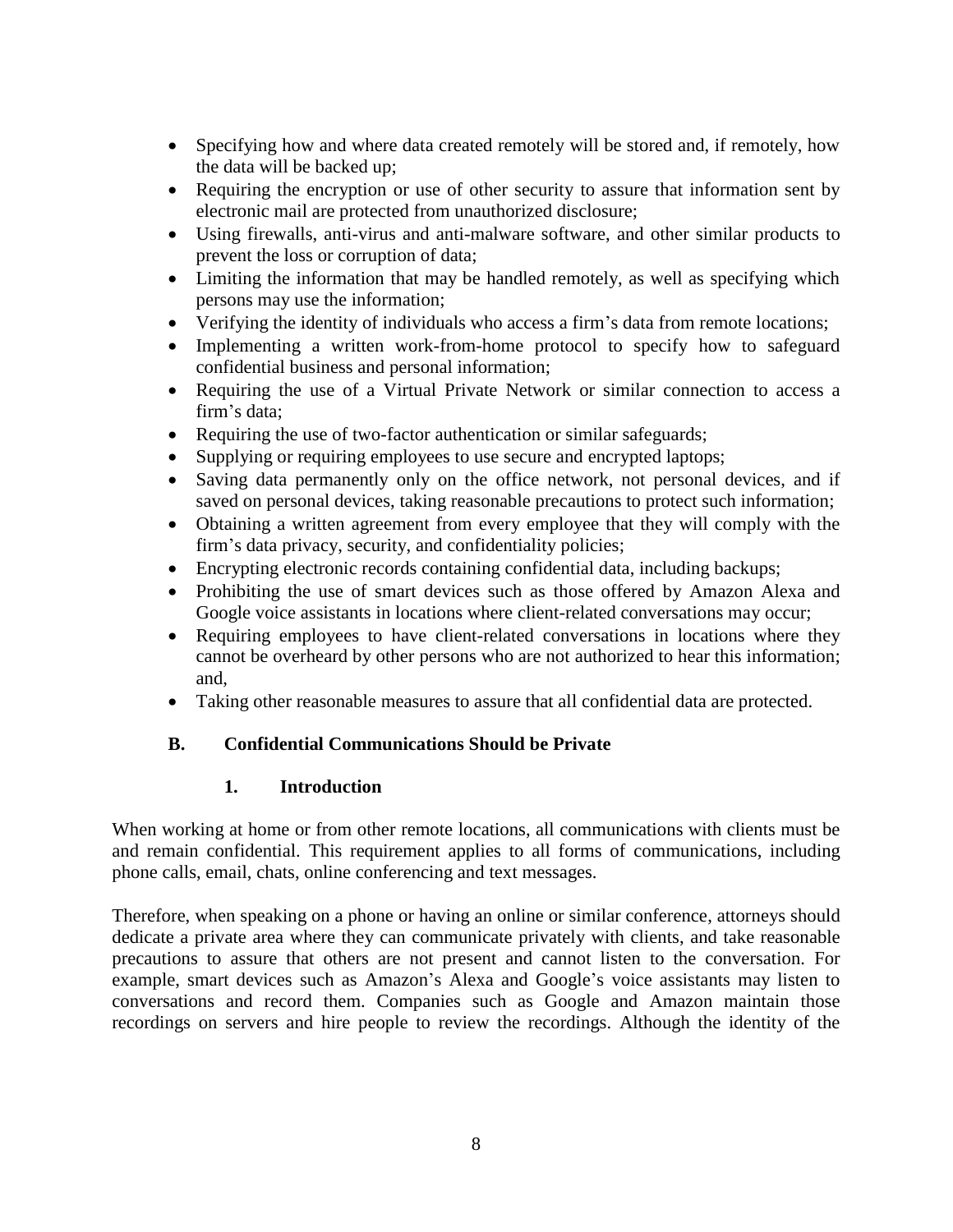- Specifying how and where data created remotely will be stored and, if remotely, how the data will be backed up;
- Requiring the encryption or use of other security to assure that information sent by electronic mail are protected from unauthorized disclosure;
- Using firewalls, anti-virus and anti-malware software, and other similar products to prevent the loss or corruption of data;
- Limiting the information that may be handled remotely, as well as specifying which persons may use the information;
- Verifying the identity of individuals who access a firm's data from remote locations;
- Implementing a written work-from-home protocol to specify how to safeguard confidential business and personal information;
- Requiring the use of a Virtual Private Network or similar connection to access a firm's data;
- Requiring the use of two-factor authentication or similar safeguards;
- Supplying or requiring employees to use secure and encrypted laptops;
- Saving data permanently only on the office network, not personal devices, and if saved on personal devices, taking reasonable precautions to protect such information;
- Obtaining a written agreement from every employee that they will comply with the firm's data privacy, security, and confidentiality policies;
- Encrypting electronic records containing confidential data, including backups;
- Prohibiting the use of smart devices such as those offered by Amazon Alexa and Google voice assistants in locations where client-related conversations may occur;
- Requiring employees to have client-related conversations in locations where they cannot be overheard by other persons who are not authorized to hear this information; and,
- Taking other reasonable measures to assure that all confidential data are protected.

## B. Confidential Communications Should be Private

### 1. Introduction

When working at home or from other remote locations, all communications with clients must be and remain confidential. This requirement applies to all forms of communications, including phone calls, email, chats, online conferencing and text messages.

Therefore, when speaking on a phone or having an online or similar conference, attorneys should dedicate a private area where they can communicate privately with clients, and take reasonable precautions to assure that others are not present and cannot listen to the conversation. For example, smart devices such as Amazon's Alexa and Google's voice assistants may listen to conversations and record them. Companies such as Google and Amazon maintain those recordings on servers and hire people to review the recordings. Although the identity of the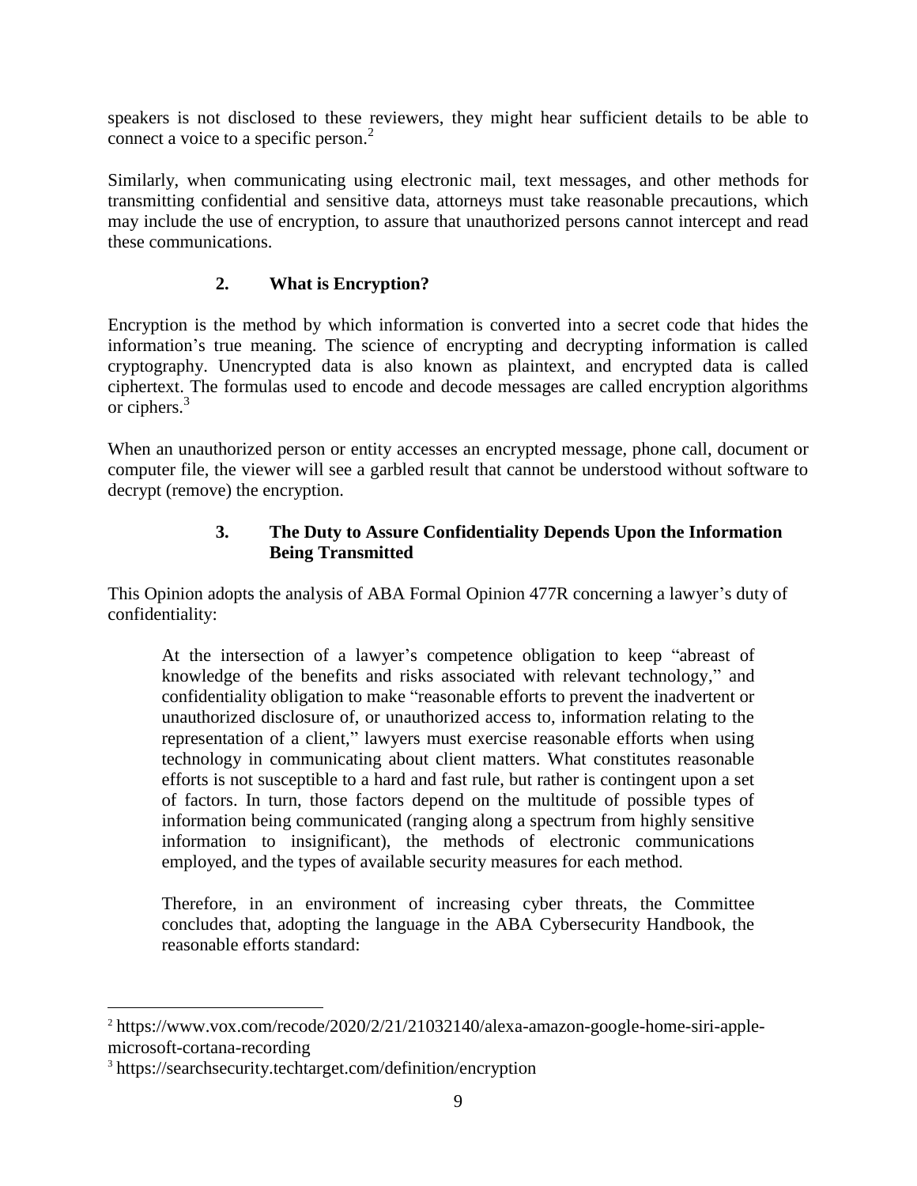speakers is not disclosed to these reviewers, they might hear sufficient details to be able to connect a voice to a specific person.[2]

Similarly, when communicating using electronic mail, text messages, and other methods for transmitting confidential and sensitive data, attorneys must take reasonable precautions, which may include the use of encryption, to assure that unauthorized persons cannot intercept and read these communications.

### 2. What is Encryption?

Encryption is the method by which information is converted into a secret code that hides the information's true meaning. The science of encrypting and decrypting information is called cryptography. Unencrypted data is also known as plaintext, and encrypted data is called ciphertext. The formulas used to encode and decode messages are called encryption algorithms or ciphers.[3]

When an unauthorized person or entity accesses an encrypted message, phone call, document or computer file, the viewer will see a garbled result that cannot be understood without software to decrypt (remove) the encryption.

### 3. The Duty to Assure Confidentiality Depends Upon the Information Being Transmitted

This Opinion adopts the analysis of ABA Formal Opinion 477R concerning a lawyer's duty of confidentiality:

> At the intersection of a lawyer's competence obligation to keep "abreast of knowledge of the benefits and risks associated with relevant technology," and confidentiality obligation to make "reasonable efforts to prevent the inadvertent or unauthorized disclosure of, or unauthorized access to, information relating to the representation of a client," lawyers must exercise reasonable efforts when using technology in communicating about client matters. What constitutes reasonable efforts is not susceptible to a hard and fast rule, but rather is contingent upon a set of factors. In turn, those factors depend on the multitude of possible types of information being communicated (ranging along a spectrum from highly sensitive information to insignificant), the methods of electronic communications employed, and the types of available security measures for each method.
>
> Therefore, in an environment of increasing cyber threats, the Committee concludes that, adopting the language in the ABA Cybersecurity Handbook, the reasonable efforts standard:

---

[2] https://www.vox.com/recode/2020/2/21/21032140/alexa-amazon-google-home-siri-apple-microsoft-cortana-recording

[3] https://searchsecurity.techtarget.com/definition/encryption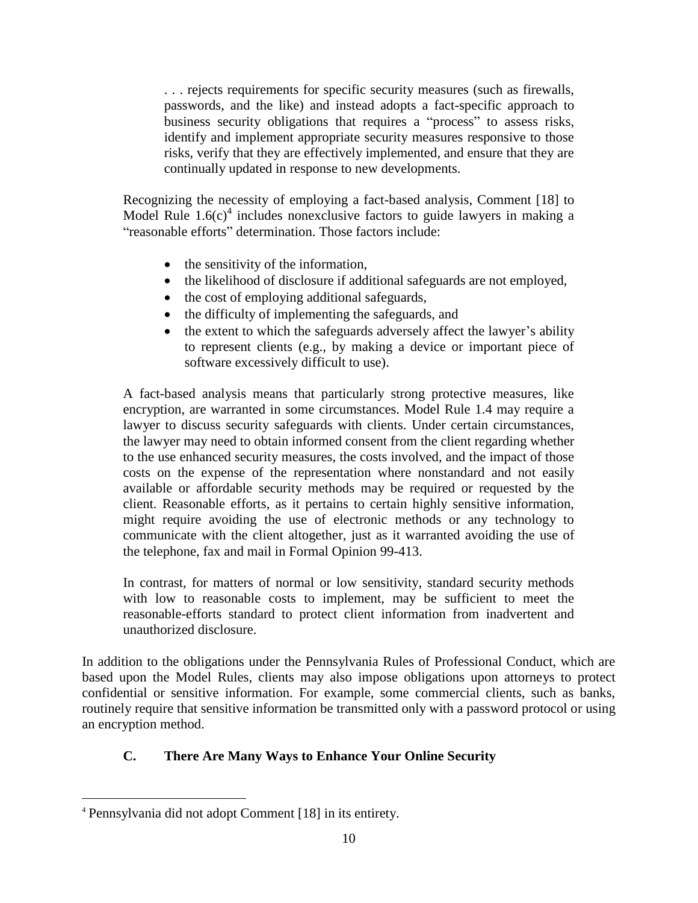> . . . rejects requirements for specific security measures (such as firewalls, passwords, and the like) and instead adopts a fact-specific approach to business security obligations that requires a "process" to assess risks, identify and implement appropriate security measures responsive to those risks, verify that they are effectively implemented, and ensure that they are continually updated in response to new developments.

Recognizing the necessity of employing a fact-based analysis, Comment [18] to Model Rule 1.6(c)[4] includes nonexclusive factors to guide lawyers in making a "reasonable efforts" determination. Those factors include:

- the sensitivity of the information,
- the likelihood of disclosure if additional safeguards are not employed,
- the cost of employing additional safeguards,
- the difficulty of implementing the safeguards, and
- the extent to which the safeguards adversely affect the lawyer's ability to represent clients (e.g., by making a device or important piece of software excessively difficult to use).

A fact-based analysis means that particularly strong protective measures, like encryption, are warranted in some circumstances. Model Rule 1.4 may require a lawyer to discuss security safeguards with clients. Under certain circumstances, the lawyer may need to obtain informed consent from the client regarding whether to the use enhanced security measures, the costs involved, and the impact of those costs on the expense of the representation where nonstandard and not easily available or affordable security methods may be required or requested by the client. Reasonable efforts, as it pertains to certain highly sensitive information, might require avoiding the use of electronic methods or any technology to communicate with the client altogether, just as it warranted avoiding the use of the telephone, fax and mail in Formal Opinion 99-413.

In contrast, for matters of normal or low sensitivity, standard security methods with low to reasonable costs to implement, may be sufficient to meet the reasonable-efforts standard to protect client information from inadvertent and unauthorized disclosure.

In addition to the obligations under the Pennsylvania Rules of Professional Conduct, which are based upon the Model Rules, clients may also impose obligations upon attorneys to protect confidential or sensitive information. For example, some commercial clients, such as banks, routinely require that sensitive information be transmitted only with a password protocol or using an encryption method.

### C. There Are Many Ways to Enhance Your Online Security

[4] Pennsylvania did not adopt Comment [18] in its entirety.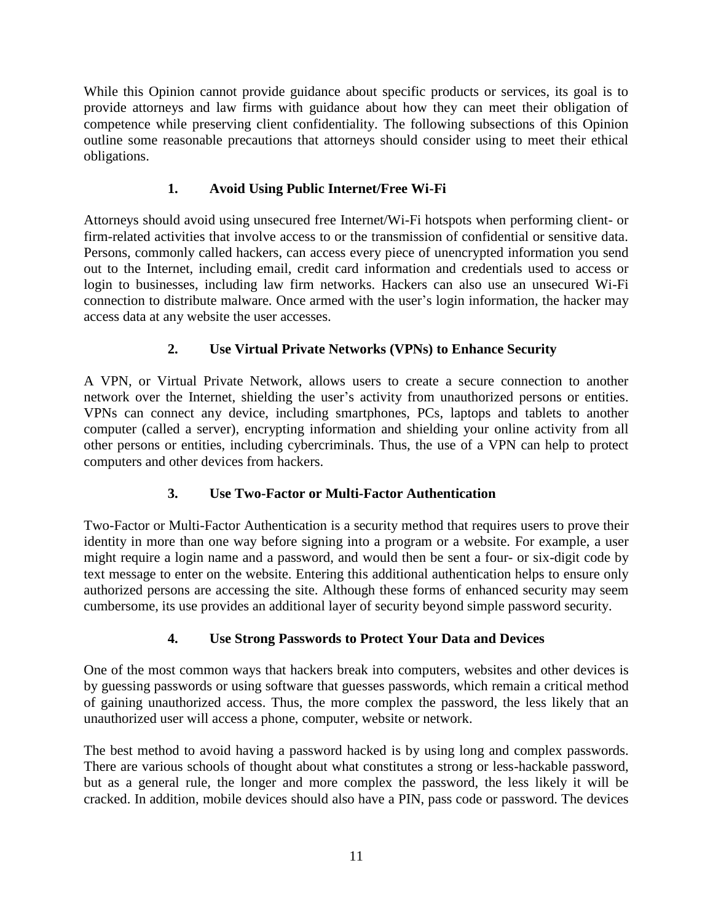While this Opinion cannot provide guidance about specific products or services, its goal is to provide attorneys and law firms with guidance about how they can meet their obligation of competence while preserving client confidentiality. The following subsections of this Opinion outline some reasonable precautions that attorneys should consider using to meet their ethical obligations.

### 1. Avoid Using Public Internet/Free Wi-Fi

Attorneys should avoid using unsecured free Internet/Wi-Fi hotspots when performing client- or firm-related activities that involve access to or the transmission of confidential or sensitive data. Persons, commonly called hackers, can access every piece of unencrypted information you send out to the Internet, including email, credit card information and credentials used to access or login to businesses, including law firm networks. Hackers can also use an unsecured Wi-Fi connection to distribute malware. Once armed with the user's login information, the hacker may access data at any website the user accesses.

### 2. Use Virtual Private Networks (VPNs) to Enhance Security

A VPN, or Virtual Private Network, allows users to create a secure connection to another network over the Internet, shielding the user's activity from unauthorized persons or entities. VPNs can connect any device, including smartphones, PCs, laptops and tablets to another computer (called a server), encrypting information and shielding your online activity from all other persons or entities, including cybercriminals. Thus, the use of a VPN can help to protect computers and other devices from hackers.

### 3. Use Two-Factor or Multi-Factor Authentication

Two-Factor or Multi-Factor Authentication is a security method that requires users to prove their identity in more than one way before signing into a program or a website. For example, a user might require a login name and a password, and would then be sent a four- or six-digit code by text message to enter on the website. Entering this additional authentication helps to ensure only authorized persons are accessing the site. Although these forms of enhanced security may seem cumbersome, its use provides an additional layer of security beyond simple password security.

### 4. Use Strong Passwords to Protect Your Data and Devices

One of the most common ways that hackers break into computers, websites and other devices is by guessing passwords or using software that guesses passwords, which remain a critical method of gaining unauthorized access. Thus, the more complex the password, the less likely that an unauthorized user will access a phone, computer, website or network.

The best method to avoid having a password hacked is by using long and complex passwords. There are various schools of thought about what constitutes a strong or less-hackable password, but as a general rule, the longer and more complex the password, the less likely it will be cracked. In addition, mobile devices should also have a PIN, pass code or password. The devices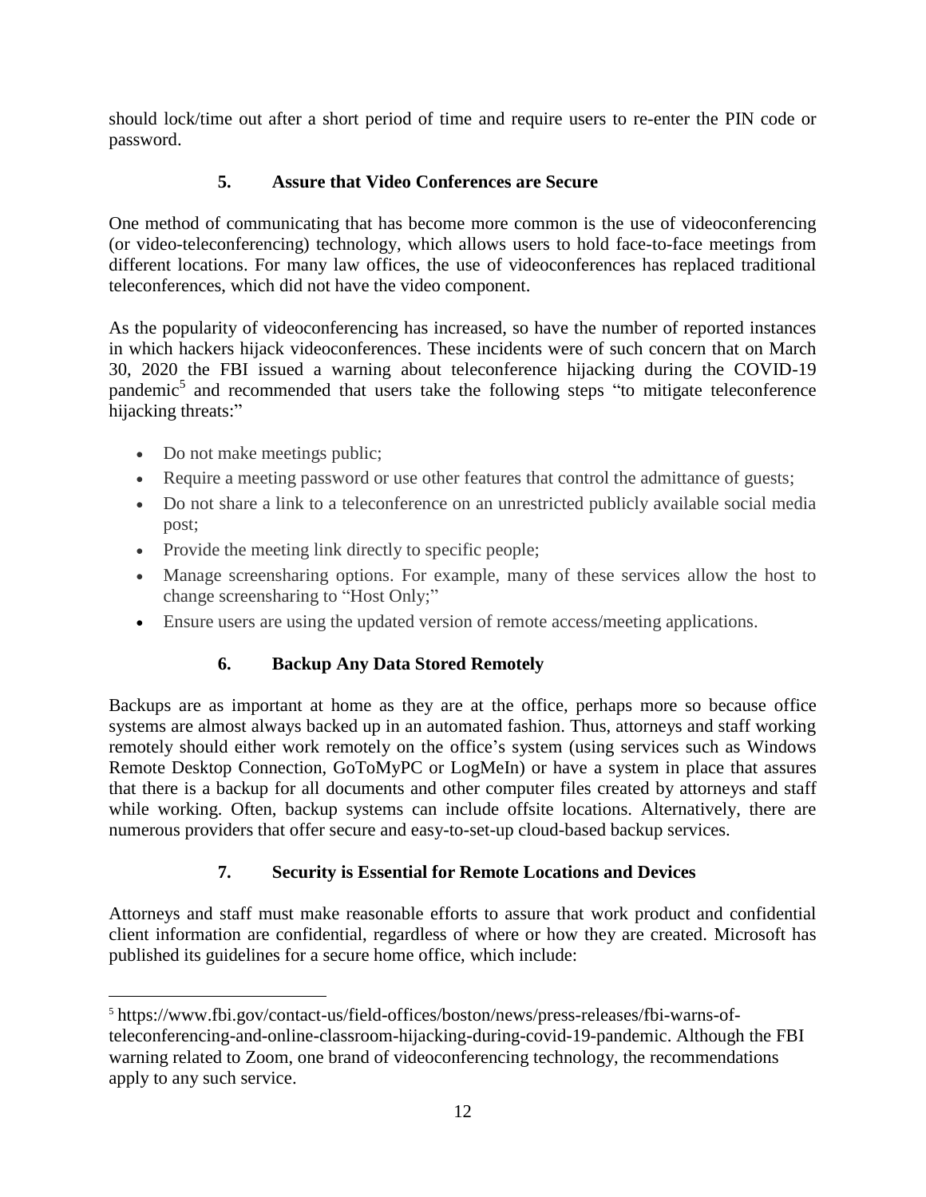should lock/time out after a short period of time and require users to re-enter the PIN code or password.

### 5. Assure that Video Conferences are Secure

One method of communicating that has become more common is the use of videoconferencing (or video-teleconferencing) technology, which allows users to hold face-to-face meetings from different locations. For many law offices, the use of videoconferences has replaced traditional teleconferences, which did not have the video component.

As the popularity of videoconferencing has increased, so have the number of reported instances in which hackers hijack videoconferences. These incidents were of such concern that on March 30, 2020 the FBI issued a warning about teleconference hijacking during the COVID-19 pandemic[5] and recommended that users take the following steps "to mitigate teleconference hijacking threats:"

- Do not make meetings public;
- Require a meeting password or use other features that control the admittance of guests;
- Do not share a link to a teleconference on an unrestricted publicly available social media post;
- Provide the meeting link directly to specific people;
- Manage screensharing options. For example, many of these services allow the host to change screensharing to "Host Only;"
- Ensure users are using the updated version of remote access/meeting applications.

### 6. Backup Any Data Stored Remotely

Backups are as important at home as they are at the office, perhaps more so because office systems are almost always backed up in an automated fashion. Thus, attorneys and staff working remotely should either work remotely on the office's system (using services such as Windows Remote Desktop Connection, GoToMyPC or LogMeIn) or have a system in place that assures that there is a backup for all documents and other computer files created by attorneys and staff while working. Often, backup systems can include offsite locations. Alternatively, there are numerous providers that offer secure and easy-to-set-up cloud-based backup services.

### 7. Security is Essential for Remote Locations and Devices

Attorneys and staff must make reasonable efforts to assure that work product and confidential client information are confidential, regardless of where or how they are created. Microsoft has published its guidelines for a secure home office, which include:

---

[5] https://www.fbi.gov/contact-us/field-offices/boston/news/press-releases/fbi-warns-of-teleconferencing-and-online-classroom-hijacking-during-covid-19-pandemic. Although the FBI warning related to Zoom, one brand of videoconferencing technology, the recommendations apply to any such service.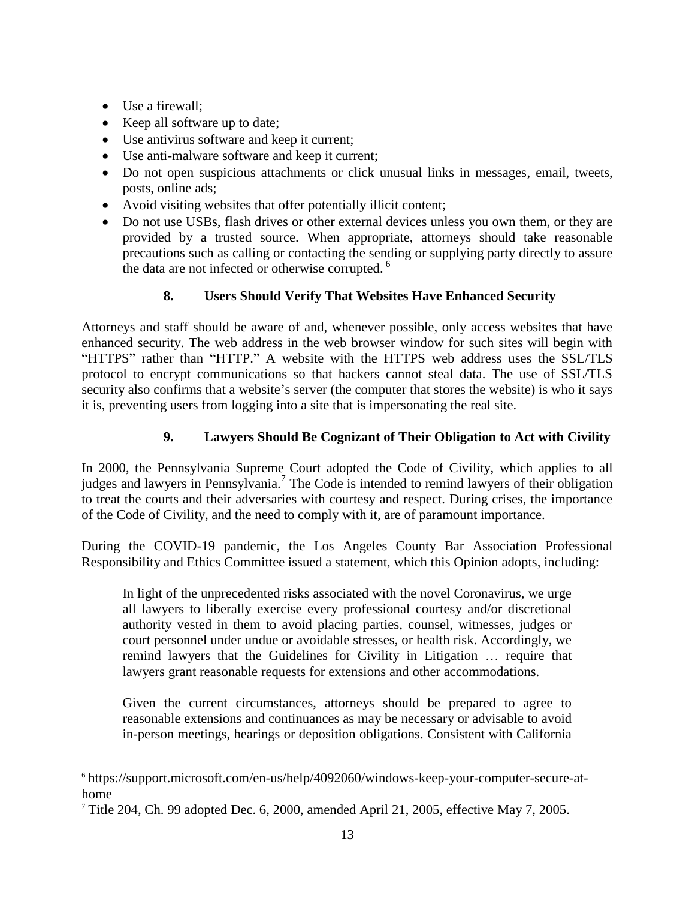- Use a firewall;
- Keep all software up to date;
- Use antivirus software and keep it current;
- Use anti-malware software and keep it current;
- Do not open suspicious attachments or click unusual links in messages, email, tweets, posts, online ads;
- Avoid visiting websites that offer potentially illicit content;
- Do not use USBs, flash drives or other external devices unless you own them, or they are provided by a trusted source. When appropriate, attorneys should take reasonable precautions such as calling or contacting the sending or supplying party directly to assure the data are not infected or otherwise corrupted. [6]

### 8. Users Should Verify That Websites Have Enhanced Security

Attorneys and staff should be aware of and, whenever possible, only access websites that have enhanced security. The web address in the web browser window for such sites will begin with "HTTPS" rather than "HTTP." A website with the HTTPS web address uses the SSL/TLS protocol to encrypt communications so that hackers cannot steal data. The use of SSL/TLS security also confirms that a website's server (the computer that stores the website) is who it says it is, preventing users from logging into a site that is impersonating the real site.

### 9. Lawyers Should Be Cognizant of Their Obligation to Act with Civility

In 2000, the Pennsylvania Supreme Court adopted the Code of Civility, which applies to all judges and lawyers in Pennsylvania.[7] The Code is intended to remind lawyers of their obligation to treat the courts and their adversaries with courtesy and respect. During crises, the importance of the Code of Civility, and the need to comply with it, are of paramount importance.

During the COVID-19 pandemic, the Los Angeles County Bar Association Professional Responsibility and Ethics Committee issued a statement, which this Opinion adopts, including:

> In light of the unprecedented risks associated with the novel Coronavirus, we urge all lawyers to liberally exercise every professional courtesy and/or discretional authority vested in them to avoid placing parties, counsel, witnesses, judges or court personnel under undue or avoidable stresses, or health risk. Accordingly, we remind lawyers that the Guidelines for Civility in Litigation … require that lawyers grant reasonable requests for extensions and other accommodations.
>
> Given the current circumstances, attorneys should be prepared to agree to reasonable extensions and continuances as may be necessary or advisable to avoid in-person meetings, hearings or deposition obligations. Consistent with California

---

[6] https://support.microsoft.com/en-us/help/4092060/windows-keep-your-computer-secure-at-home

[7] Title 204, Ch. 99 adopted Dec. 6, 2000, amended April 21, 2005, effective May 7, 2005.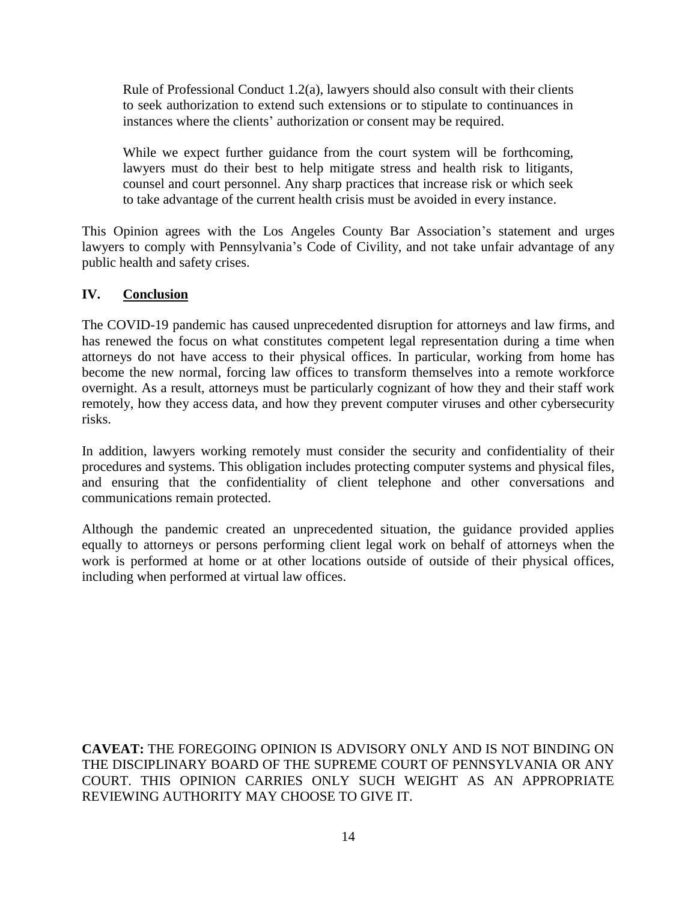> Rule of Professional Conduct 1.2(a), lawyers should also consult with their clients to seek authorization to extend such extensions or to stipulate to continuances in instances where the clients' authorization or consent may be required.
>
> While we expect further guidance from the court system will be forthcoming, lawyers must do their best to help mitigate stress and health risk to litigants, counsel and court personnel. Any sharp practices that increase risk or which seek to take advantage of the current health crisis must be avoided in every instance.

This Opinion agrees with the Los Angeles County Bar Association's statement and urges lawyers to comply with Pennsylvania's Code of Civility, and not take unfair advantage of any public health and safety crises.

## IV. Conclusion

The COVID-19 pandemic has caused unprecedented disruption for attorneys and law firms, and has renewed the focus on what constitutes competent legal representation during a time when attorneys do not have access to their physical offices. In particular, working from home has become the new normal, forcing law offices to transform themselves into a remote workforce overnight. As a result, attorneys must be particularly cognizant of how they and their staff work remotely, how they access data, and how they prevent computer viruses and other cybersecurity risks.

In addition, lawyers working remotely must consider the security and confidentiality of their procedures and systems. This obligation includes protecting computer systems and physical files, and ensuring that the confidentiality of client telephone and other conversations and communications remain protected.

Although the pandemic created an unprecedented situation, the guidance provided applies equally to attorneys or persons performing client legal work on behalf of attorneys when the work is performed at home or at other locations outside of outside of their physical offices, including when performed at virtual law offices.

**CAVEAT:** THE FOREGOING OPINION IS ADVISORY ONLY AND IS NOT BINDING ON THE DISCIPLINARY BOARD OF THE SUPREME COURT OF PENNSYLVANIA OR ANY COURT. THIS OPINION CARRIES ONLY SUCH WEIGHT AS AN APPROPRIATE REVIEWING AUTHORITY MAY CHOOSE TO GIVE IT.